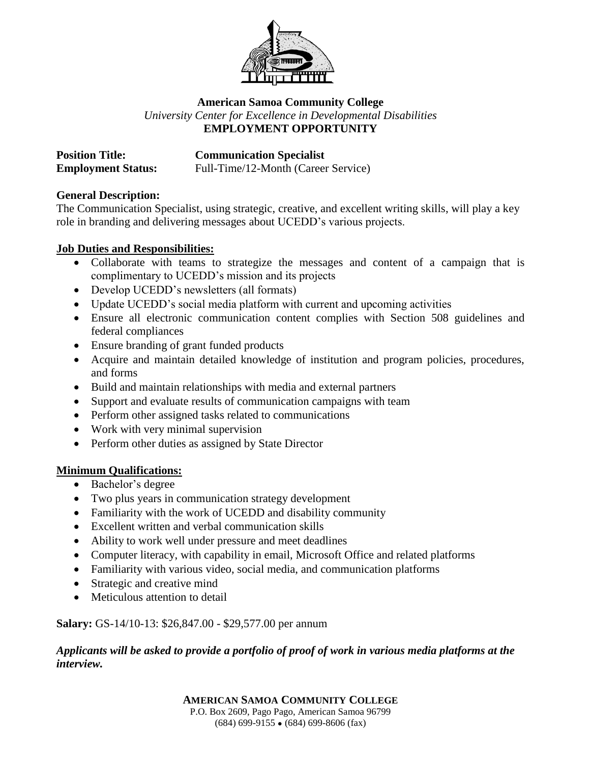**American Samoa Community College**

*University Center for Excellence in Developmental Disabilities*

**EMPLOYMENT OPPORTUNITY**

**Position Title:** **Communication Specialist**

**Employment Status:** Full-Time/12-Month (Career Service)

**General Description:**

The Communication Specialist, using strategic, creative, and excellent writing skills, will play a key role in branding and delivering messages about UCEDD's various projects.

**Job Duties and Responsibilities:**

- Collaborate with teams to strategize the messages and content of a campaign that is complimentary to UCEDD's mission and its projects
- Develop UCEDD's newsletters (all formats)
- Update UCEDD's social media platform with current and upcoming activities
- Ensure all electronic communication content complies with Section 508 guidelines and federal compliances
- Ensure branding of grant funded products
- Acquire and maintain detailed knowledge of institution and program policies, procedures, and forms
- Build and maintain relationships with media and external partners
- Support and evaluate results of communication campaigns with team
- Perform other assigned tasks related to communications
- Work with very minimal supervision
- Perform other duties as assigned by State Director

**Minimum Qualifications:**

- Bachelor's degree
- Two plus years in communication strategy development
- Familiarity with the work of UCEDD and disability community
- Excellent written and verbal communication skills
- Ability to work well under pressure and meet deadlines
- Computer literacy, with capability in email, Microsoft Office and related platforms
- Familiarity with various video, social media, and communication platforms
- Strategic and creative mind
- Meticulous attention to detail

**Salary:** GS-14/10-13: $26,847.00 - $29,577.00 per annum

***Applicants will be asked to provide a portfolio of proof of work in various media platforms at the interview.***

**AMERICAN SAMOA COMMUNITY COLLEGE**

P.O. Box 2609, Pago Pago, American Samoa 96799

(684) 699-9155 • (684) 699-8606 (fax)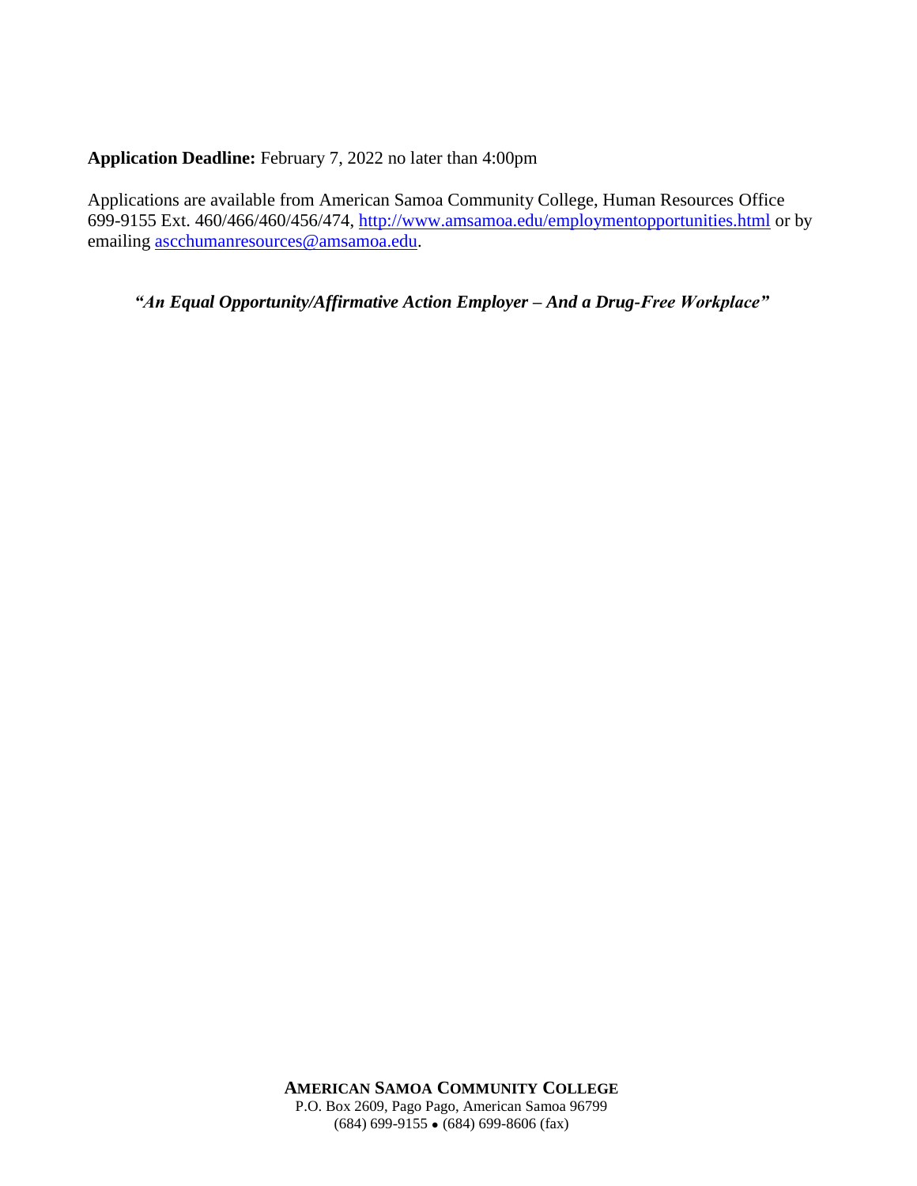**Application Deadline:** February 7, 2022 no later than 4:00pm

Applications are available from American Samoa Community College, Human Resources Office 699-9155 Ext. 460/466/460/456/474, http://www.amsamoa.edu/employmentopportunities.html or by emailing ascchumanresources@amsamoa.edu.

***"An Equal Opportunity/Affirmative Action Employer – And a Drug-Free Workplace"***

**AMERICAN SAMOA COMMUNITY COLLEGE**
P.O. Box 2609, Pago Pago, American Samoa 96799
(684) 699-9155 • (684) 699-8606 (fax)